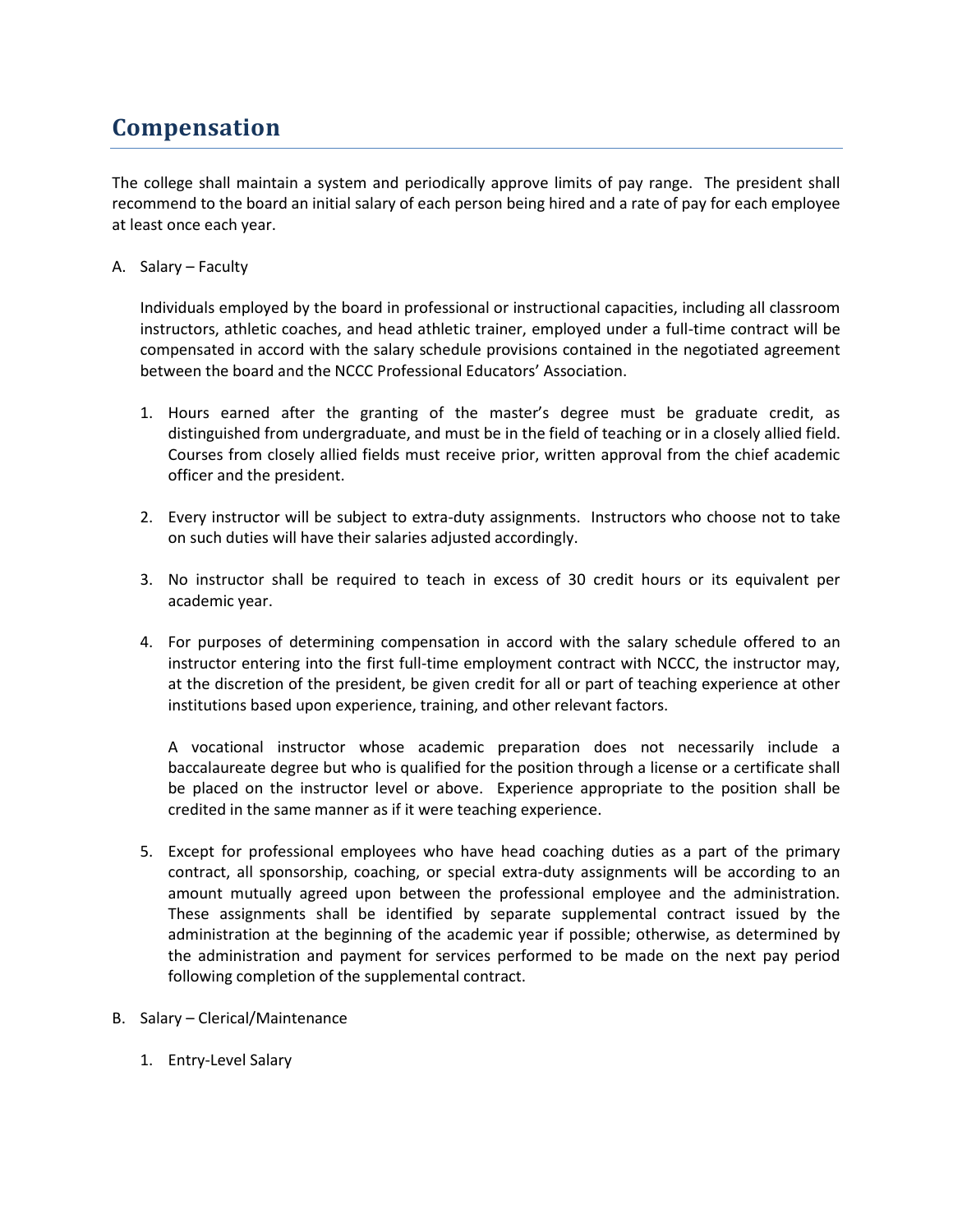# Compensation

The college shall maintain a system and periodically approve limits of pay range. The president shall recommend to the board an initial salary of each person being hired and a rate of pay for each employee at least once each year.

A. Salary – Faculty

   Individuals employed by the board in professional or instructional capacities, including all classroom instructors, athletic coaches, and head athletic trainer, employed under a full-time contract will be compensated in accord with the salary schedule provisions contained in the negotiated agreement between the board and the NCCC Professional Educators' Association.

   1. Hours earned after the granting of the master's degree must be graduate credit, as distinguished from undergraduate, and must be in the field of teaching or in a closely allied field. Courses from closely allied fields must receive prior, written approval from the chief academic officer and the president.

   2. Every instructor will be subject to extra-duty assignments. Instructors who choose not to take on such duties will have their salaries adjusted accordingly.

   3. No instructor shall be required to teach in excess of 30 credit hours or its equivalent per academic year.

   4. For purposes of determining compensation in accord with the salary schedule offered to an instructor entering into the first full-time employment contract with NCCC, the instructor may, at the discretion of the president, be given credit for all or part of teaching experience at other institutions based upon experience, training, and other relevant factors.

      A vocational instructor whose academic preparation does not necessarily include a baccalaureate degree but who is qualified for the position through a license or a certificate shall be placed on the instructor level or above. Experience appropriate to the position shall be credited in the same manner as if it were teaching experience.

   5. Except for professional employees who have head coaching duties as a part of the primary contract, all sponsorship, coaching, or special extra-duty assignments will be according to an amount mutually agreed upon between the professional employee and the administration. These assignments shall be identified by separate supplemental contract issued by the administration at the beginning of the academic year if possible; otherwise, as determined by the administration and payment for services performed to be made on the next pay period following completion of the supplemental contract.

B. Salary – Clerical/Maintenance

   1. Entry-Level Salary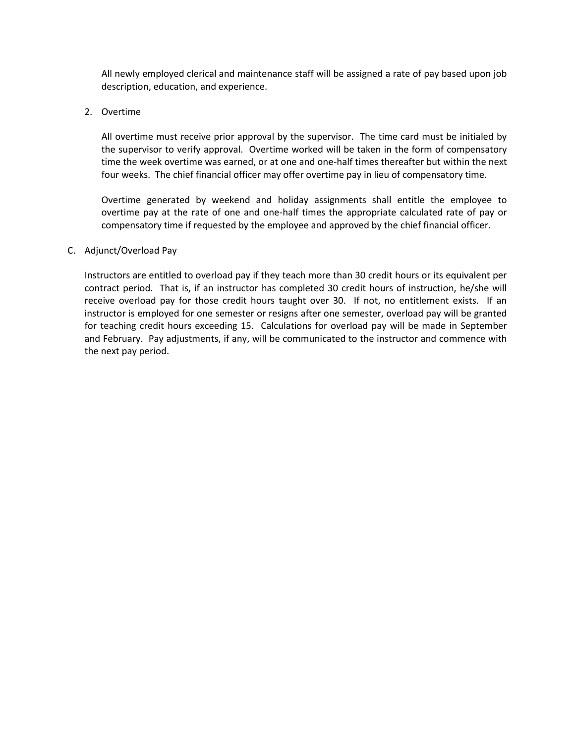All newly employed clerical and maintenance staff will be assigned a rate of pay based upon job description, education, and experience.

2. Overtime

   All overtime must receive prior approval by the supervisor. The time card must be initialed by the supervisor to verify approval. Overtime worked will be taken in the form of compensatory time the week overtime was earned, or at one and one-half times thereafter but within the next four weeks. The chief financial officer may offer overtime pay in lieu of compensatory time.

   Overtime generated by weekend and holiday assignments shall entitle the employee to overtime pay at the rate of one and one-half times the appropriate calculated rate of pay or compensatory time if requested by the employee and approved by the chief financial officer.

C. Adjunct/Overload Pay

Instructors are entitled to overload pay if they teach more than 30 credit hours or its equivalent per contract period. That is, if an instructor has completed 30 credit hours of instruction, he/she will receive overload pay for those credit hours taught over 30. If not, no entitlement exists. If an instructor is employed for one semester or resigns after one semester, overload pay will be granted for teaching credit hours exceeding 15. Calculations for overload pay will be made in September and February. Pay adjustments, if any, will be communicated to the instructor and commence with the next pay period.